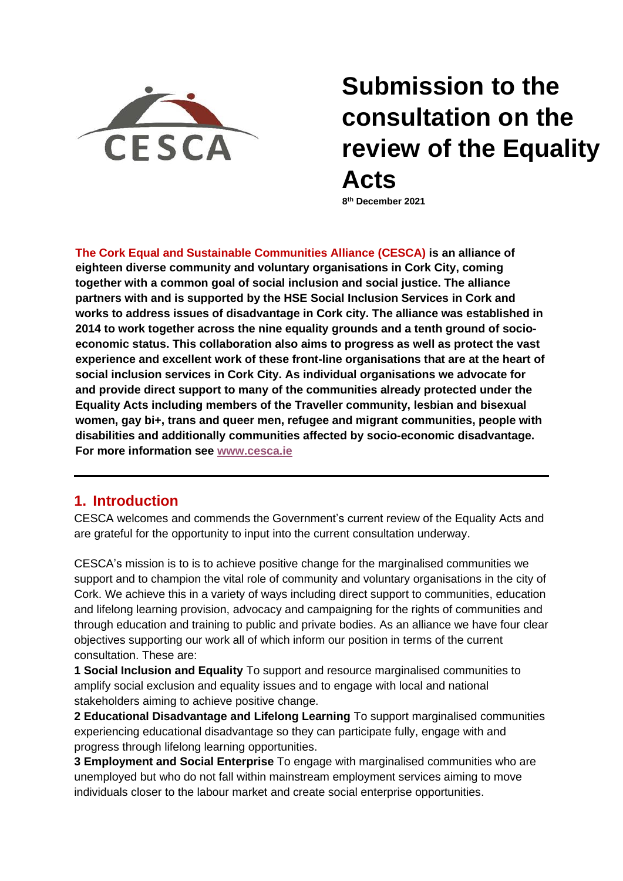CESCA

# Submission to the consultation on the review of the Equality Acts

**8th December 2021**

**The Cork Equal and Sustainable Communities Alliance (CESCA) is an alliance of eighteen diverse community and voluntary organisations in Cork City, coming together with a common goal of social inclusion and social justice. The alliance partners with and is supported by the HSE Social Inclusion Services in Cork and works to address issues of disadvantage in Cork city. The alliance was established in 2014 to work together across the nine equality grounds and a tenth ground of socio-economic status. This collaboration also aims to progress as well as protect the vast experience and excellent work of these front-line organisations that are at the heart of social inclusion services in Cork City. As individual organisations we advocate for and provide direct support to many of the communities already protected under the Equality Acts including members of the Traveller community, lesbian and bisexual women, gay bi+, trans and queer men, refugee and migrant communities, people with disabilities and additionally communities affected by socio-economic disadvantage. For more information see [www.cesca.ie](http://www.cesca.ie)**

---

## 1. Introduction

CESCA welcomes and commends the Government's current review of the Equality Acts and are grateful for the opportunity to input into the current consultation underway.

CESCA's mission is to is to achieve positive change for the marginalised communities we support and to champion the vital role of community and voluntary organisations in the city of Cork. We achieve this in a variety of ways including direct support to communities, education and lifelong learning provision, advocacy and campaigning for the rights of communities and through education and training to public and private bodies. As an alliance we have four clear objectives supporting our work all of which inform our position in terms of the current consultation. These are:

**1 Social Inclusion and Equality** To support and resource marginalised communities to amplify social exclusion and equality issues and to engage with local and national stakeholders aiming to achieve positive change.

**2 Educational Disadvantage and Lifelong Learning** To support marginalised communities experiencing educational disadvantage so they can participate fully, engage with and progress through lifelong learning opportunities.

**3 Employment and Social Enterprise** To engage with marginalised communities who are unemployed but who do not fall within mainstream employment services aiming to move individuals closer to the labour market and create social enterprise opportunities.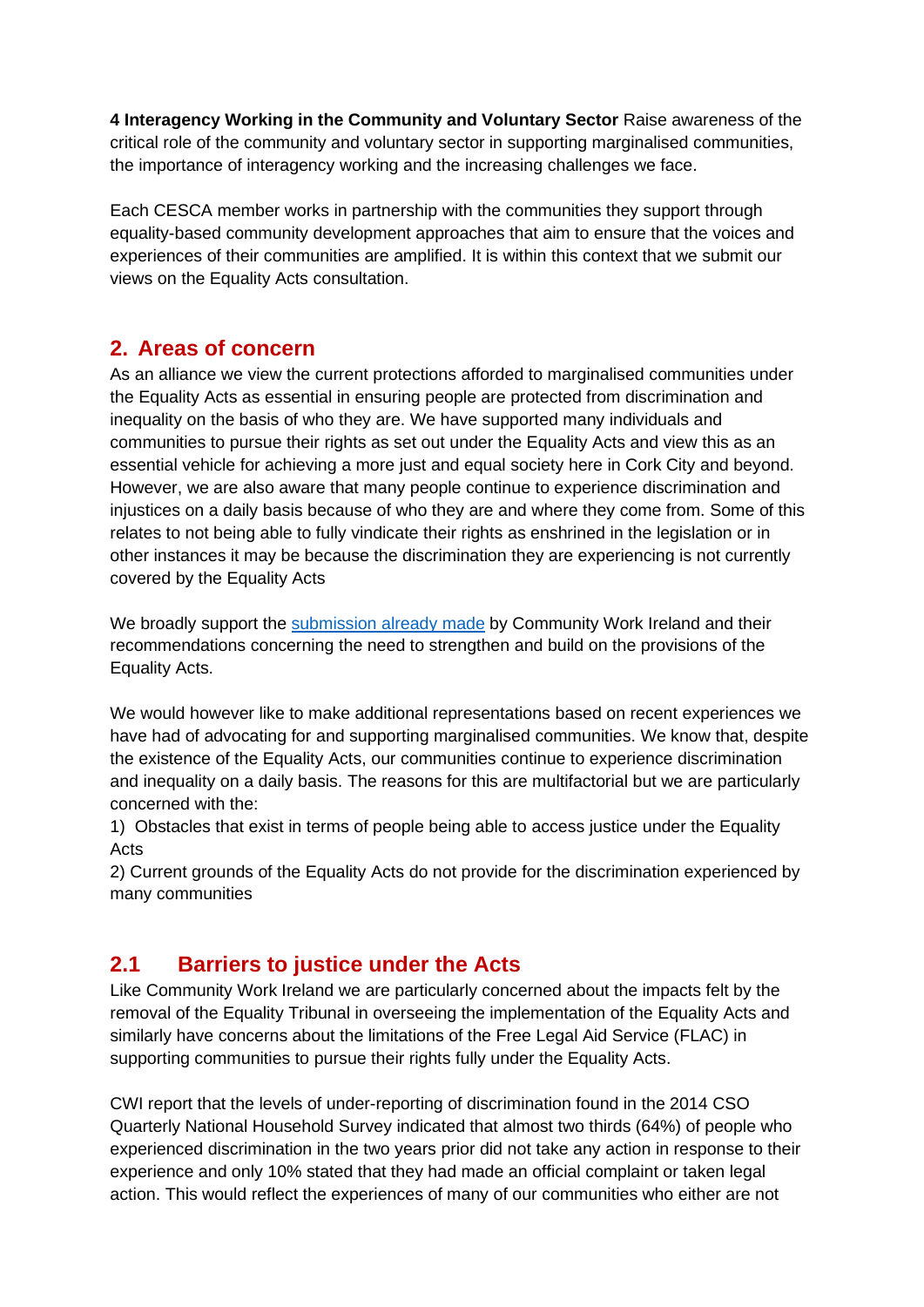**4 Interagency Working in the Community and Voluntary Sector** Raise awareness of the critical role of the community and voluntary sector in supporting marginalised communities, the importance of interagency working and the increasing challenges we face.

Each CESCA member works in partnership with the communities they support through equality-based community development approaches that aim to ensure that the voices and experiences of their communities are amplified. It is within this context that we submit our views on the Equality Acts consultation.

## 2. Areas of concern

As an alliance we view the current protections afforded to marginalised communities under the Equality Acts as essential in ensuring people are protected from discrimination and inequality on the basis of who they are. We have supported many individuals and communities to pursue their rights as set out under the Equality Acts and view this as an essential vehicle for achieving a more just and equal society here in Cork City and beyond. However, we are also aware that many people continue to experience discrimination and injustices on a daily basis because of who they are and where they come from. Some of this relates to not being able to fully vindicate their rights as enshrined in the legislation or in other instances it may be because the discrimination they are experiencing is not currently covered by the Equality Acts

We broadly support the submission already made by Community Work Ireland and their recommendations concerning the need to strengthen and build on the provisions of the Equality Acts.

We would however like to make additional representations based on recent experiences we have had of advocating for and supporting marginalised communities. We know that, despite the existence of the Equality Acts, our communities continue to experience discrimination and inequality on a daily basis. The reasons for this are multifactorial but we are particularly concerned with the:

1) Obstacles that exist in terms of people being able to access justice under the Equality Acts
2) Current grounds of the Equality Acts do not provide for the discrimination experienced by many communities

## 2.1 Barriers to justice under the Acts

Like Community Work Ireland we are particularly concerned about the impacts felt by the removal of the Equality Tribunal in overseeing the implementation of the Equality Acts and similarly have concerns about the limitations of the Free Legal Aid Service (FLAC) in supporting communities to pursue their rights fully under the Equality Acts.

CWI report that the levels of under-reporting of discrimination found in the 2014 CSO Quarterly National Household Survey indicated that almost two thirds (64%) of people who experienced discrimination in the two years prior did not take any action in response to their experience and only 10% stated that they had made an official complaint or taken legal action. This would reflect the experiences of many of our communities who either are not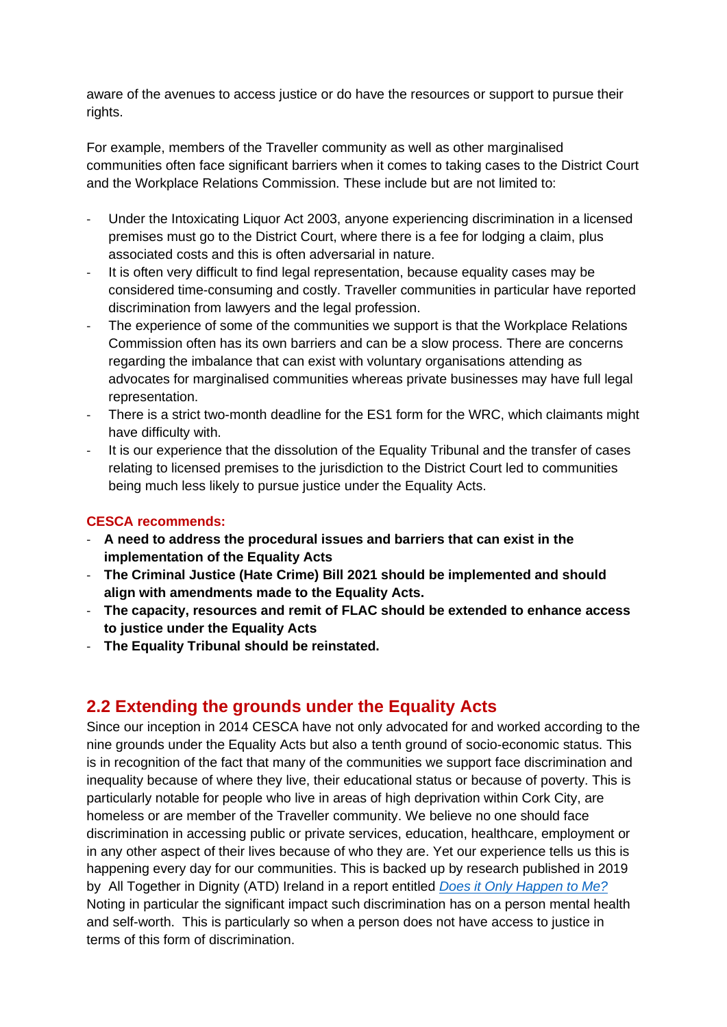aware of the avenues to access justice or do have the resources or support to pursue their rights.

For example, members of the Traveller community as well as other marginalised communities often face significant barriers when it comes to taking cases to the District Court and the Workplace Relations Commission. These include but are not limited to:

- Under the Intoxicating Liquor Act 2003, anyone experiencing discrimination in a licensed premises must go to the District Court, where there is a fee for lodging a claim, plus associated costs and this is often adversarial in nature.
- It is often very difficult to find legal representation, because equality cases may be considered time-consuming and costly. Traveller communities in particular have reported discrimination from lawyers and the legal profession.
- The experience of some of the communities we support is that the Workplace Relations Commission often has its own barriers and can be a slow process. There are concerns regarding the imbalance that can exist with voluntary organisations attending as advocates for marginalised communities whereas private businesses may have full legal representation.
- There is a strict two-month deadline for the ES1 form for the WRC, which claimants might have difficulty with.
- It is our experience that the dissolution of the Equality Tribunal and the transfer of cases relating to licensed premises to the jurisdiction to the District Court led to communities being much less likely to pursue justice under the Equality Acts.

**CESCA recommends:**

- **A need to address the procedural issues and barriers that can exist in the implementation of the Equality Acts**
- **The Criminal Justice (Hate Crime) Bill 2021 should be implemented and should align with amendments made to the Equality Acts.**
- **The capacity, resources and remit of FLAC should be extended to enhance access to justice under the Equality Acts**
- **The Equality Tribunal should be reinstated.**

## 2.2 Extending the grounds under the Equality Acts

Since our inception in 2014 CESCA have not only advocated for and worked according to the nine grounds under the Equality Acts but also a tenth ground of socio-economic status. This is in recognition of the fact that many of the communities we support face discrimination and inequality because of where they live, their educational status or because of poverty. This is particularly notable for people who live in areas of high deprivation within Cork City, are homeless or are member of the Traveller community. We believe no one should face discrimination in accessing public or private services, education, healthcare, employment or in any other aspect of their lives because of who they are. Yet our experience tells us this is happening every day for our communities. This is backed up by research published in 2019 by All Together in Dignity (ATD) Ireland in a report entitled *Does it Only Happen to Me?* Noting in particular the significant impact such discrimination has on a person mental health and self-worth. This is particularly so when a person does not have access to justice in terms of this form of discrimination.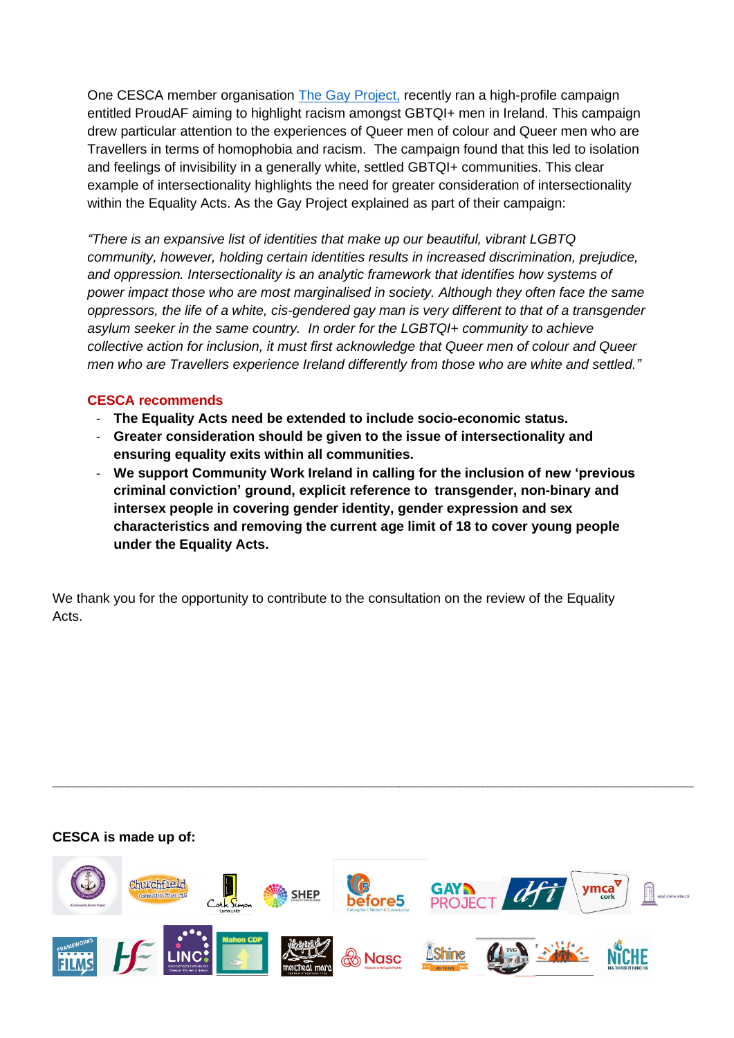One CESCA member organisation The Gay Project, recently ran a high-profile campaign entitled ProudAF aiming to highlight racism amongst GBTQI+ men in Ireland. This campaign drew particular attention to the experiences of Queer men of colour and Queer men who are Travellers in terms of homophobia and racism. The campaign found that this led to isolation and feelings of invisibility in a generally white, settled GBTQI+ communities. This clear example of intersectionality highlights the need for greater consideration of intersectionality within the Equality Acts. As the Gay Project explained as part of their campaign:

*"There is an expansive list of identities that make up our beautiful, vibrant LGBTQ community, however, holding certain identities results in increased discrimination, prejudice, and oppression. Intersectionality is an analytic framework that identifies how systems of power impact those who are most marginalised in society. Although they often face the same oppressors, the life of a white, cis-gendered gay man is very different to that of a transgender asylum seeker in the same country. In order for the LGBTQI+ community to achieve collective action for inclusion, it must first acknowledge that Queer men of colour and Queer men who are Travellers experience Ireland differently from those who are white and settled."*

**CESCA recommends**

- **The Equality Acts need be extended to include socio-economic status.**
- **Greater consideration should be given to the issue of intersectionality and ensuring equality exits within all communities.**
- **We support Community Work Ireland in calling for the inclusion of new 'previous criminal conviction' ground, explicit reference to transgender, non-binary and intersex people in covering gender identity, gender expression and sex characteristics and removing the current age limit of 18 to cover young people under the Equality Acts.**

We thank you for the opportunity to contribute to the consultation on the review of the Equality Acts.

---

**CESCA is made up of:**